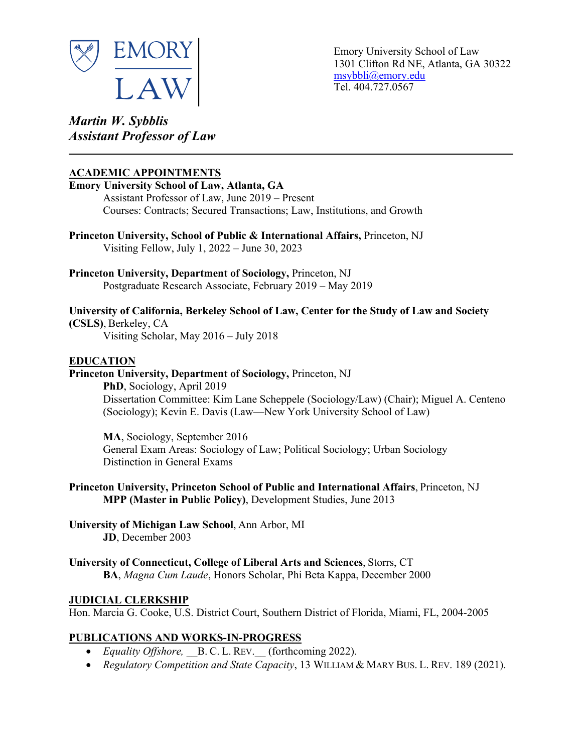EMORY LAW

Emory University School of Law
1301 Clifton Rd NE, Atlanta, GA 30322
msybbli@emory.edu
Tel. 404.727.0567

***Martin W. Sybblis***
***Assistant Professor of Law***

---

## ACADEMIC APPOINTMENTS

**Emory University School of Law, Atlanta, GA**
Assistant Professor of Law, June 2019 – Present
Courses: Contracts; Secured Transactions; Law, Institutions, and Growth

**Princeton University, School of Public & International Affairs,** Princeton, NJ
Visiting Fellow, July 1, 2022 – June 30, 2023

**Princeton University, Department of Sociology,** Princeton, NJ
Postgraduate Research Associate, February 2019 – May 2019

**University of California, Berkeley School of Law, Center for the Study of Law and Society (CSLS)**, Berkeley, CA
Visiting Scholar, May 2016 – July 2018

## EDUCATION

**Princeton University, Department of Sociology,** Princeton, NJ
**PhD**, Sociology, April 2019
Dissertation Committee: Kim Lane Scheppele (Sociology/Law) (Chair); Miguel A. Centeno (Sociology); Kevin E. Davis (Law—New York University School of Law)

**MA**, Sociology, September 2016
General Exam Areas: Sociology of Law; Political Sociology; Urban Sociology
Distinction in General Exams

**Princeton University, Princeton School of Public and International Affairs**, Princeton, NJ
**MPP (Master in Public Policy)**, Development Studies, June 2013

**University of Michigan Law School**, Ann Arbor, MI
**JD**, December 2003

**University of Connecticut, College of Liberal Arts and Sciences**, Storrs, CT
**BA**, *Magna Cum Laude*, Honors Scholar, Phi Beta Kappa, December 2000

## JUDICIAL CLERKSHIP

Hon. Marcia G. Cooke, U.S. District Court, Southern District of Florida, Miami, FL, 2004-2005

## PUBLICATIONS AND WORKS-IN-PROGRESS

- *Equality Offshore,* __B. C. L. REV.__ (forthcoming 2022).
- *Regulatory Competition and State Capacity*, 13 WILLIAM & MARY BUS. L. REV. 189 (2021).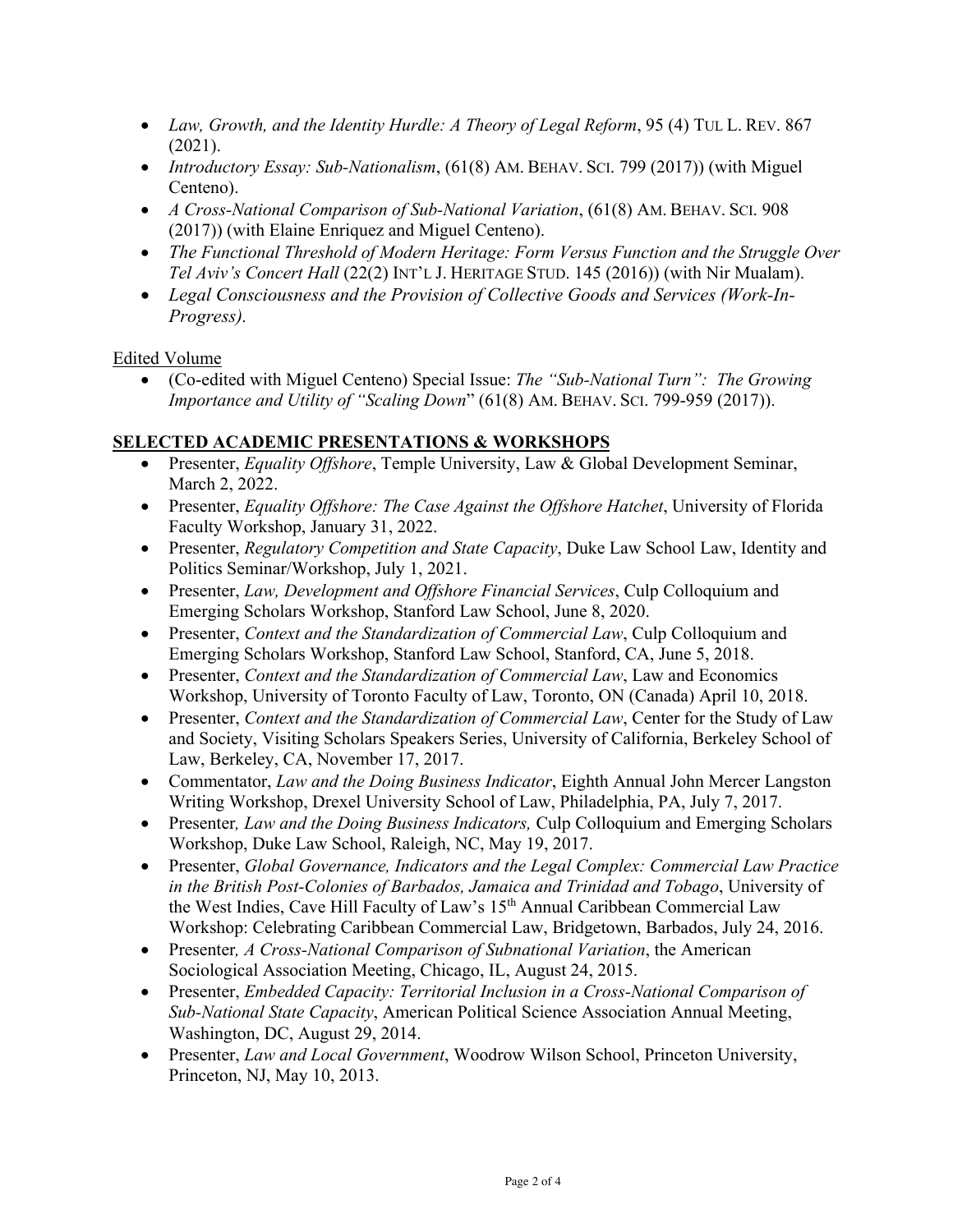- *Law, Growth, and the Identity Hurdle: A Theory of Legal Reform*, 95 (4) TUL L. REV. 867 (2021).
- *Introductory Essay: Sub-Nationalism*, (61(8) AM. BEHAV. SCI. 799 (2017)) (with Miguel Centeno).
- *A Cross-National Comparison of Sub-National Variation*, (61(8) AM. BEHAV. SCI. 908 (2017)) (with Elaine Enriquez and Miguel Centeno).
- *The Functional Threshold of Modern Heritage: Form Versus Function and the Struggle Over Tel Aviv's Concert Hall* (22(2) INT'L J. HERITAGE STUD. 145 (2016)) (with Nir Mualam).
- *Legal Consciousness and the Provision of Collective Goods and Services (Work-In-Progress).*

Edited Volume

- (Co-edited with Miguel Centeno) Special Issue: *The "Sub-National Turn": The Growing Importance and Utility of "Scaling Down*" (61(8) AM. BEHAV. SCI. 799-959 (2017)).

## SELECTED ACADEMIC PRESENTATIONS & WORKSHOPS

- Presenter, *Equality Offshore*, Temple University, Law & Global Development Seminar, March 2, 2022.
- Presenter, *Equality Offshore: The Case Against the Offshore Hatchet*, University of Florida Faculty Workshop, January 31, 2022.
- Presenter, *Regulatory Competition and State Capacity*, Duke Law School Law, Identity and Politics Seminar/Workshop, July 1, 2021.
- Presenter, *Law, Development and Offshore Financial Services*, Culp Colloquium and Emerging Scholars Workshop, Stanford Law School, June 8, 2020.
- Presenter, *Context and the Standardization of Commercial Law*, Culp Colloquium and Emerging Scholars Workshop, Stanford Law School, Stanford, CA, June 5, 2018.
- Presenter, *Context and the Standardization of Commercial Law*, Law and Economics Workshop, University of Toronto Faculty of Law, Toronto, ON (Canada) April 10, 2018.
- Presenter, *Context and the Standardization of Commercial Law*, Center for the Study of Law and Society, Visiting Scholars Speakers Series, University of California, Berkeley School of Law, Berkeley, CA, November 17, 2017.
- Commentator, *Law and the Doing Business Indicator*, Eighth Annual John Mercer Langston Writing Workshop, Drexel University School of Law, Philadelphia, PA, July 7, 2017.
- Presenter*, Law and the Doing Business Indicators,* Culp Colloquium and Emerging Scholars Workshop, Duke Law School, Raleigh, NC, May 19, 2017.
- Presenter, *Global Governance, Indicators and the Legal Complex: Commercial Law Practice in the British Post-Colonies of Barbados, Jamaica and Trinidad and Tobago*, University of the West Indies, Cave Hill Faculty of Law's 15th Annual Caribbean Commercial Law Workshop: Celebrating Caribbean Commercial Law, Bridgetown, Barbados, July 24, 2016.
- Presenter*, A Cross-National Comparison of Subnational Variation*, the American Sociological Association Meeting, Chicago, IL, August 24, 2015.
- Presenter, *Embedded Capacity: Territorial Inclusion in a Cross-National Comparison of Sub-National State Capacity*, American Political Science Association Annual Meeting, Washington, DC, August 29, 2014.
- Presenter, *Law and Local Government*, Woodrow Wilson School, Princeton University, Princeton, NJ, May 10, 2013.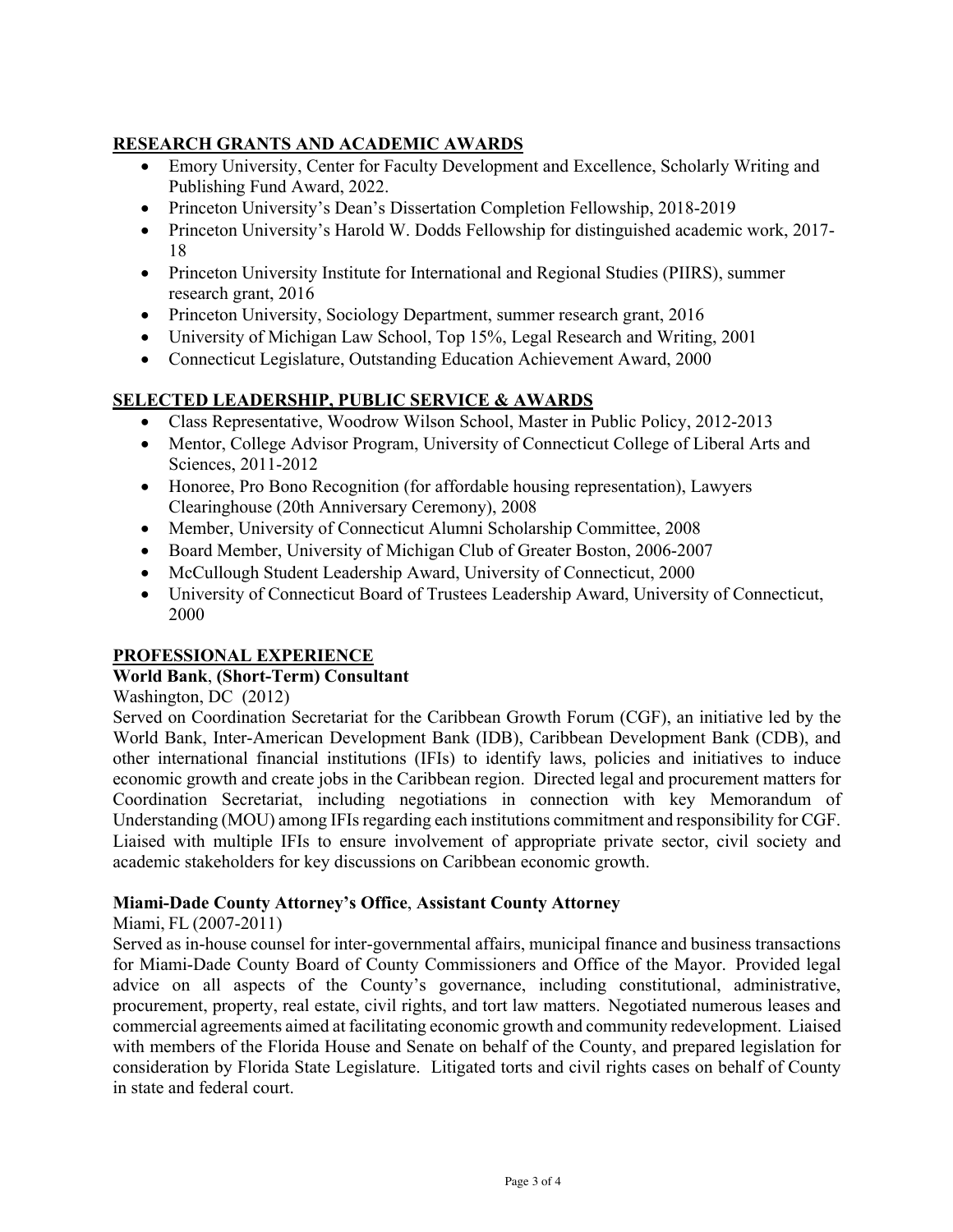## RESEARCH GRANTS AND ACADEMIC AWARDS

- Emory University, Center for Faculty Development and Excellence, Scholarly Writing and Publishing Fund Award, 2022.
- Princeton University's Dean's Dissertation Completion Fellowship, 2018-2019
- Princeton University's Harold W. Dodds Fellowship for distinguished academic work, 2017-18
- Princeton University Institute for International and Regional Studies (PIIRS), summer research grant, 2016
- Princeton University, Sociology Department, summer research grant, 2016
- University of Michigan Law School, Top 15%, Legal Research and Writing, 2001
- Connecticut Legislature, Outstanding Education Achievement Award, 2000

## SELECTED LEADERSHIP, PUBLIC SERVICE & AWARDS

- Class Representative, Woodrow Wilson School, Master in Public Policy, 2012-2013
- Mentor, College Advisor Program, University of Connecticut College of Liberal Arts and Sciences, 2011-2012
- Honoree, Pro Bono Recognition (for affordable housing representation), Lawyers Clearinghouse (20th Anniversary Ceremony), 2008
- Member, University of Connecticut Alumni Scholarship Committee, 2008
- Board Member, University of Michigan Club of Greater Boston, 2006-2007
- McCullough Student Leadership Award, University of Connecticut, 2000
- University of Connecticut Board of Trustees Leadership Award, University of Connecticut, 2000

## PROFESSIONAL EXPERIENCE

**World Bank**, **(Short-Term) Consultant**

Washington, DC (2012)

Served on Coordination Secretariat for the Caribbean Growth Forum (CGF), an initiative led by the World Bank, Inter-American Development Bank (IDB), Caribbean Development Bank (CDB), and other international financial institutions (IFIs) to identify laws, policies and initiatives to induce economic growth and create jobs in the Caribbean region. Directed legal and procurement matters for Coordination Secretariat, including negotiations in connection with key Memorandum of Understanding (MOU) among IFIs regarding each institutions commitment and responsibility for CGF. Liaised with multiple IFIs to ensure involvement of appropriate private sector, civil society and academic stakeholders for key discussions on Caribbean economic growth.

**Miami-Dade County Attorney's Office**, **Assistant County Attorney**

Miami, FL (2007-2011)

Served as in-house counsel for inter-governmental affairs, municipal finance and business transactions for Miami-Dade County Board of County Commissioners and Office of the Mayor. Provided legal advice on all aspects of the County's governance, including constitutional, administrative, procurement, property, real estate, civil rights, and tort law matters. Negotiated numerous leases and commercial agreements aimed at facilitating economic growth and community redevelopment. Liaised with members of the Florida House and Senate on behalf of the County, and prepared legislation for consideration by Florida State Legislature. Litigated torts and civil rights cases on behalf of County in state and federal court.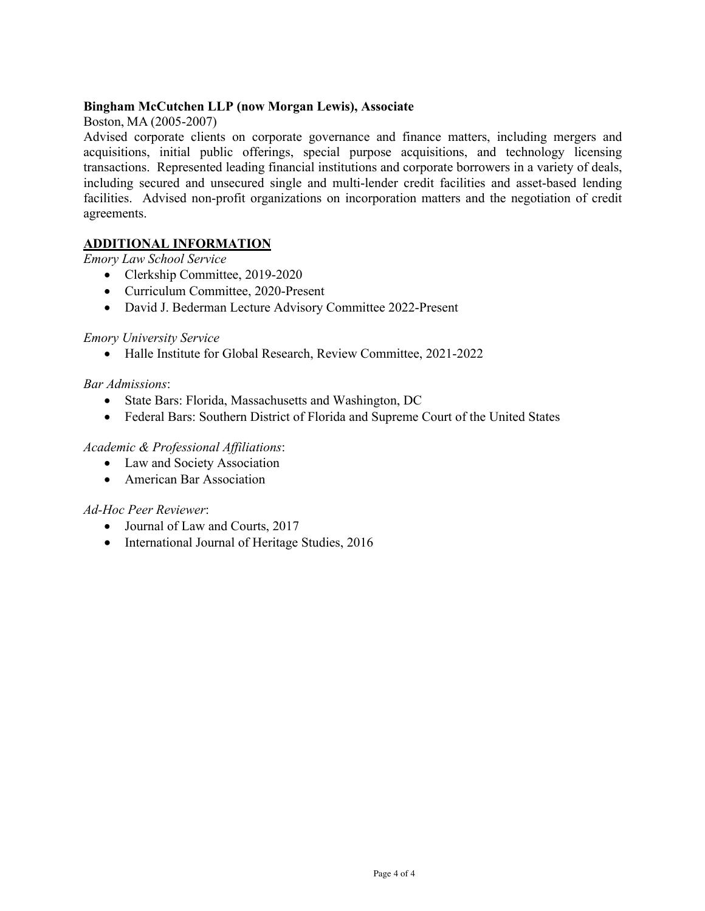**Bingham McCutchen LLP (now Morgan Lewis), Associate**

Boston, MA (2005-2007)

Advised corporate clients on corporate governance and finance matters, including mergers and acquisitions, initial public offerings, special purpose acquisitions, and technology licensing transactions. Represented leading financial institutions and corporate borrowers in a variety of deals, including secured and unsecured single and multi-lender credit facilities and asset-based lending facilities. Advised non-profit organizations on incorporation matters and the negotiation of credit agreements.

## ADDITIONAL INFORMATION

*Emory Law School Service*

- Clerkship Committee, 2019-2020
- Curriculum Committee, 2020-Present
- David J. Bederman Lecture Advisory Committee 2022-Present

*Emory University Service*

- Halle Institute for Global Research, Review Committee, 2021-2022

*Bar Admissions*:

- State Bars: Florida, Massachusetts and Washington, DC
- Federal Bars: Southern District of Florida and Supreme Court of the United States

*Academic & Professional Affiliations*:

- Law and Society Association
- American Bar Association

*Ad-Hoc Peer Reviewer*:

- Journal of Law and Courts, 2017
- International Journal of Heritage Studies, 2016